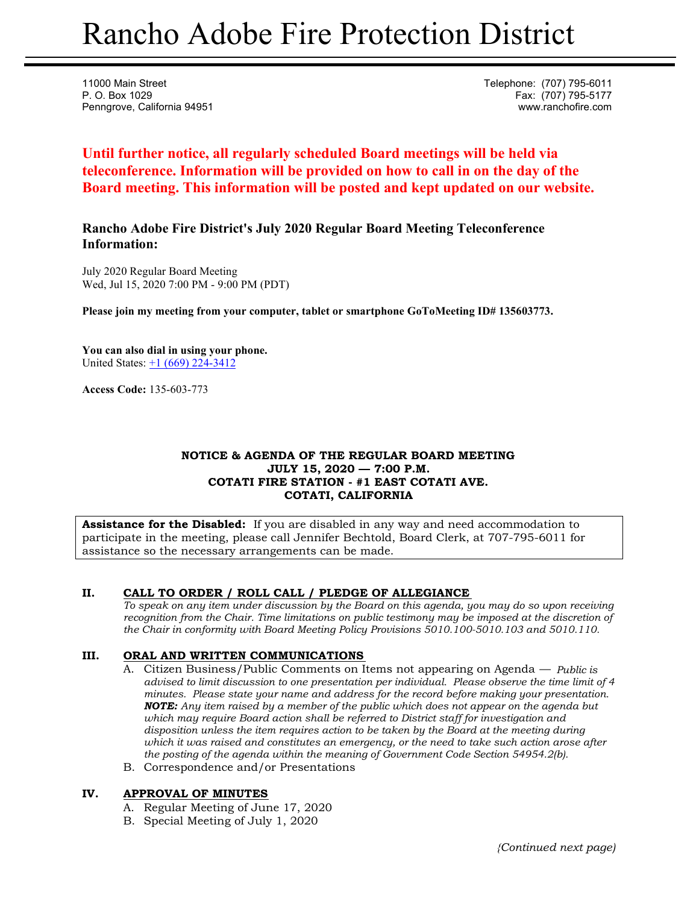# Rancho Adobe Fire Protection District

11000 Main Street
P. O. Box 1029
Penngrove, California 94951

Telephone: (707) 795-6011
Fax: (707) 795-5177
www.ranchofire.com

**Until further notice, all regularly scheduled Board meetings will be held via teleconference. Information will be provided on how to call in on the day of the Board meeting. This information will be posted and kept updated on our website.**

### Rancho Adobe Fire District's July 2020 Regular Board Meeting Teleconference Information:

July 2020 Regular Board Meeting
Wed, Jul 15, 2020 7:00 PM - 9:00 PM (PDT)

**Please join my meeting from your computer, tablet or smartphone GoToMeeting ID# 135603773.**

**You can also dial in using your phone.**
United States: +1 (669) 224-3412

**Access Code:** 135-603-773

**NOTICE & AGENDA OF THE REGULAR BOARD MEETING**
**JULY 15, 2020 — 7:00 P.M.**
**COTATI FIRE STATION - #1 EAST COTATI AVE.**
**COTATI, CALIFORNIA**

**Assistance for the Disabled:** If you are disabled in any way and need accommodation to participate in the meeting, please call Jennifer Bechtold, Board Clerk, at 707-795-6011 for assistance so the necessary arrangements can be made.

## II. CALL TO ORDER / ROLL CALL / PLEDGE OF ALLEGIANCE

*To speak on any item under discussion by the Board on this agenda, you may do so upon receiving recognition from the Chair. Time limitations on public testimony may be imposed at the discretion of the Chair in conformity with Board Meeting Policy Provisions 5010.100-5010.103 and 5010.110.*

## III. ORAL AND WRITTEN COMMUNICATIONS

A. Citizen Business/Public Comments on Items not appearing on Agenda — *Public is advised to limit discussion to one presentation per individual. Please observe the time limit of 4 minutes. Please state your name and address for the record before making your presentation.* ***NOTE:*** *Any item raised by a member of the public which does not appear on the agenda but which may require Board action shall be referred to District staff for investigation and disposition unless the item requires action to be taken by the Board at the meeting during which it was raised and constitutes an emergency, or the need to take such action arose after the posting of the agenda within the meaning of Government Code Section 54954.2(b).*

B. Correspondence and/or Presentations

## IV. APPROVAL OF MINUTES

A. Regular Meeting of June 17, 2020
B. Special Meeting of July 1, 2020

*(Continued next page)*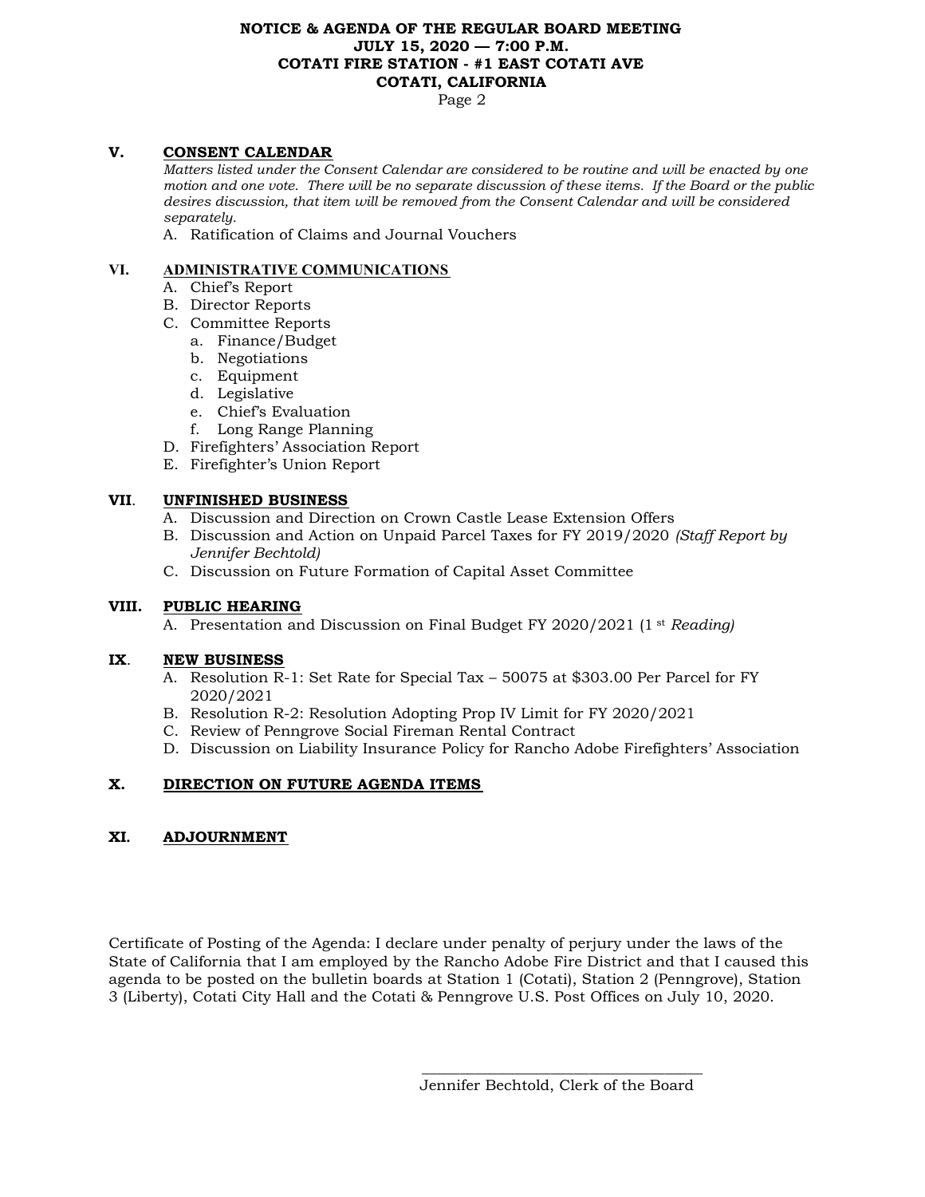**NOTICE & AGENDA OF THE REGULAR BOARD MEETING**
**JULY 15, 2020 — 7:00 P.M.**
**COTATI FIRE STATION - #1 EAST COTATI AVE**
**COTATI, CALIFORNIA**

## V. CONSENT CALENDAR

*Matters listed under the Consent Calendar are considered to be routine and will be enacted by one motion and one vote. There will be no separate discussion of these items. If the Board or the public desires discussion, that item will be removed from the Consent Calendar and will be considered separately.*

A. Ratification of Claims and Journal Vouchers

## VI. ADMINISTRATIVE COMMUNICATIONS

A. Chief's Report
B. Director Reports
C. Committee Reports
   a. Finance/Budget
   b. Negotiations
   c. Equipment
   d. Legislative
   e. Chief's Evaluation
   f. Long Range Planning
D. Firefighters' Association Report
E. Firefighter's Union Report

## VII. UNFINISHED BUSINESS

A. Discussion and Direction on Crown Castle Lease Extension Offers
B. Discussion and Action on Unpaid Parcel Taxes for FY 2019/2020 *(Staff Report by Jennifer Bechtold)*
C. Discussion on Future Formation of Capital Asset Committee

## VIII. PUBLIC HEARING

A. Presentation and Discussion on Final Budget FY 2020/2021 (1st *Reading)*

## IX. NEW BUSINESS

A. Resolution R-1: Set Rate for Special Tax – 50075 at $303.00 Per Parcel for FY 2020/2021
B. Resolution R-2: Resolution Adopting Prop IV Limit for FY 2020/2021
C. Review of Penngrove Social Fireman Rental Contract
D. Discussion on Liability Insurance Policy for Rancho Adobe Firefighters' Association

## X. DIRECTION ON FUTURE AGENDA ITEMS

## XI. ADJOURNMENT

Certificate of Posting of the Agenda: I declare under penalty of perjury under the laws of the State of California that I am employed by the Rancho Adobe Fire District and that I caused this agenda to be posted on the bulletin boards at Station 1 (Cotati), Station 2 (Penngrove), Station 3 (Liberty), Cotati City Hall and the Cotati & Penngrove U.S. Post Offices on July 10, 2020.

\_\_\_\_\_\_\_\_\_\_\_\_\_\_\_\_\_\_\_\_\_\_\_\_\_\_\_\_\_\_\_\_\_\_\_
Jennifer Bechtold, Clerk of the Board